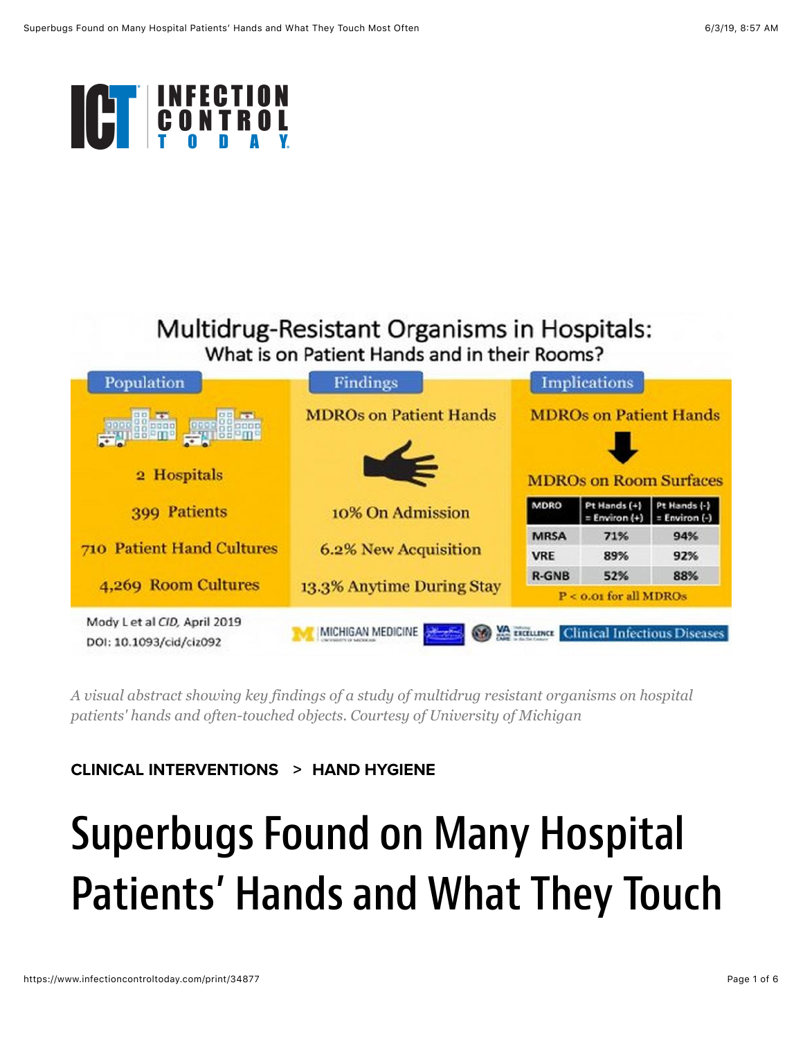## Multidrug-Resistant Organisms in Hospitals:
### What is on Patient Hands and in their Rooms?

**Population**

2 Hospitals

399 Patients

710 Patient Hand Cultures

4,269 Room Cultures

**Findings**

MDROs on Patient Hands

10% On Admission

6.2% New Acquisition

13.3% Anytime During Stay

**Implications**

MDROs on Patient Hands → MDROs on Room Surfaces

| MDRO | Pt Hands (+) = Environ (+) | Pt Hands (-) = Environ (-) |
|---|---|---|
| MRSA | 71% | 94% |
| VRE | 89% | 92% |
| R-GNB | 52% | 88% |

P < 0.01 for all MDROs

Mody L et al *CID*, April 2019
DOI: 10.1093/cid/ciz092

MICHIGAN MEDICINE | VA | Clinical Infectious Diseases

*A visual abstract showing key findings of a study of multidrug resistant organisms on hospital patients' hands and often-touched objects. Courtesy of University of Michigan*

**CLINICAL INTERVENTIONS > HAND HYGIENE**

# Superbugs Found on Many Hospital Patients' Hands and What They Touch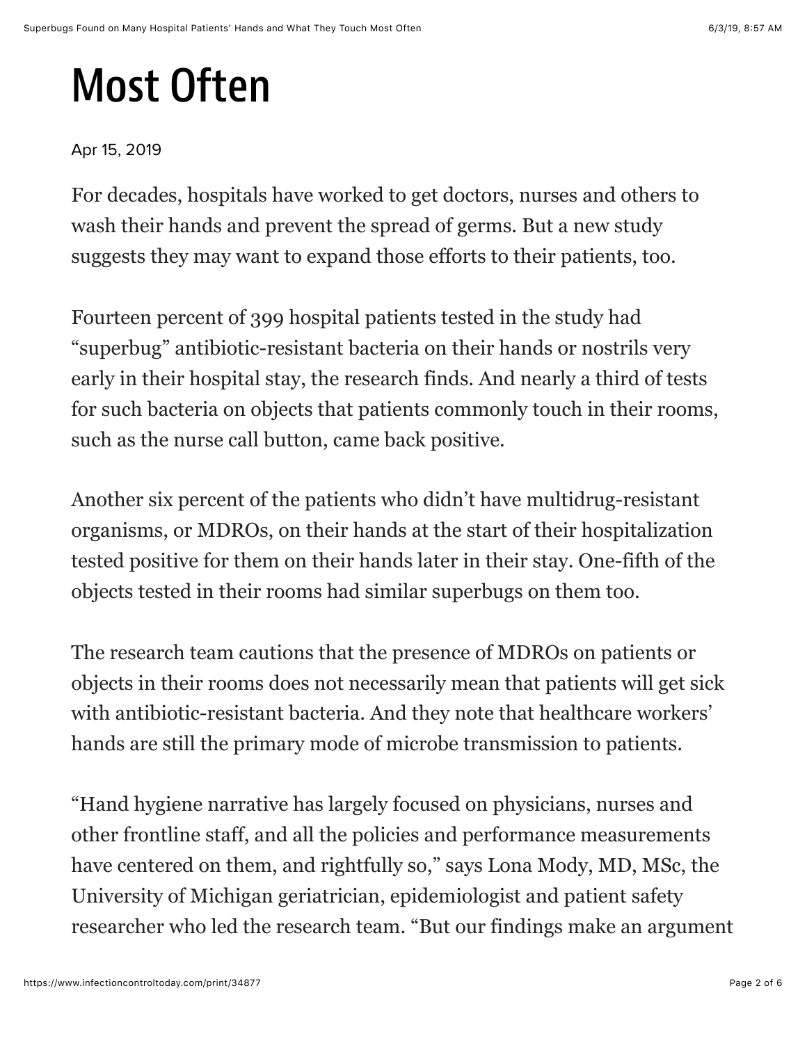# Most Often

Apr 15, 2019

For decades, hospitals have worked to get doctors, nurses and others to wash their hands and prevent the spread of germs. But a new study suggests they may want to expand those efforts to their patients, too.

Fourteen percent of 399 hospital patients tested in the study had “superbug” antibiotic-resistant bacteria on their hands or nostrils very early in their hospital stay, the research finds. And nearly a third of tests for such bacteria on objects that patients commonly touch in their rooms, such as the nurse call button, came back positive.

Another six percent of the patients who didn’t have multidrug-resistant organisms, or MDROs, on their hands at the start of their hospitalization tested positive for them on their hands later in their stay. One-fifth of the objects tested in their rooms had similar superbugs on them too.

The research team cautions that the presence of MDROs on patients or objects in their rooms does not necessarily mean that patients will get sick with antibiotic-resistant bacteria. And they note that healthcare workers’ hands are still the primary mode of microbe transmission to patients.

“Hand hygiene narrative has largely focused on physicians, nurses and other frontline staff, and all the policies and performance measurements have centered on them, and rightfully so,” says Lona Mody, MD, MSc, the University of Michigan geriatrician, epidemiologist and patient safety researcher who led the research team. “But our findings make an argument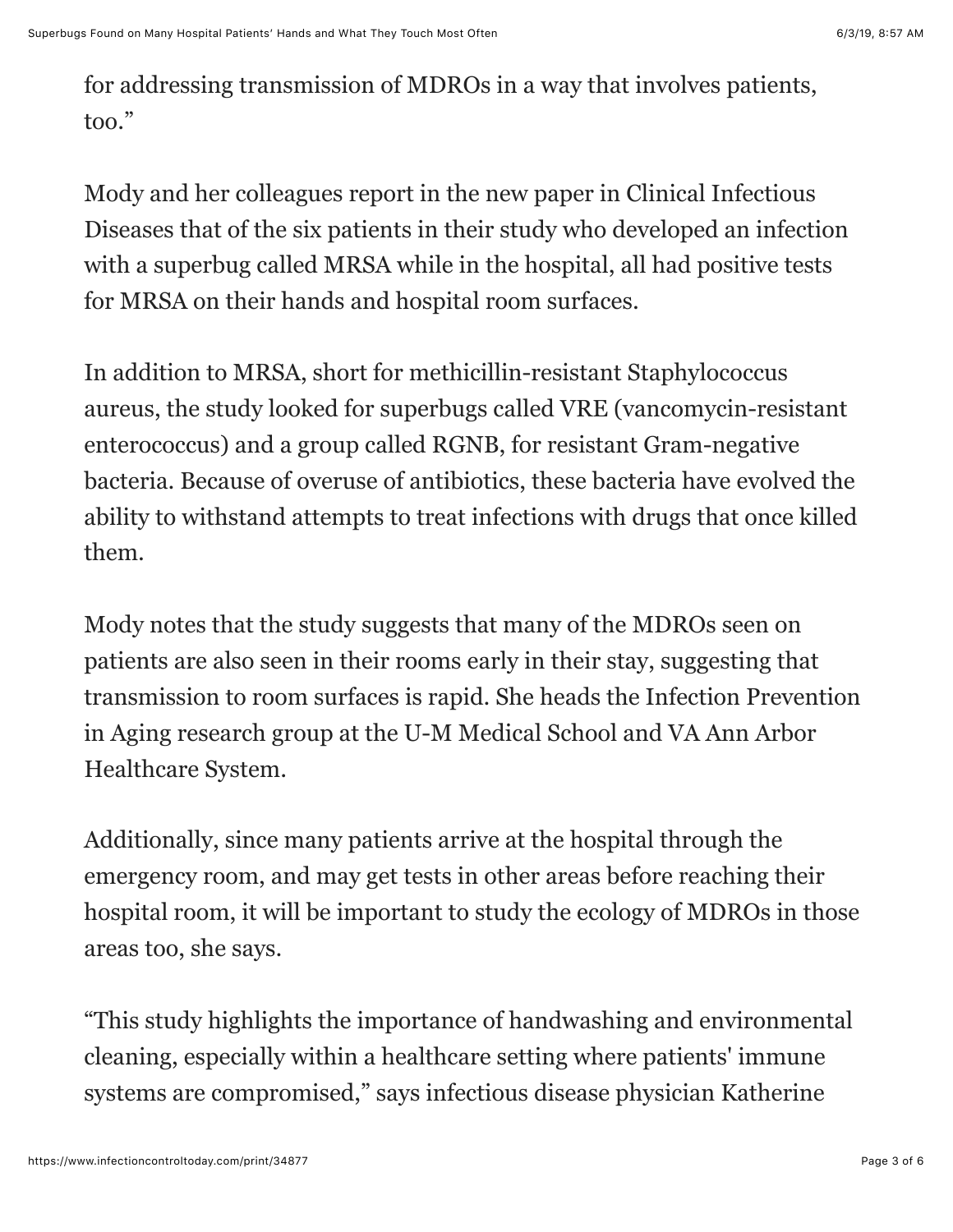for addressing transmission of MDROs in a way that involves patients, too."

Mody and her colleagues report in the new paper in Clinical Infectious Diseases that of the six patients in their study who developed an infection with a superbug called MRSA while in the hospital, all had positive tests for MRSA on their hands and hospital room surfaces.

In addition to MRSA, short for methicillin-resistant Staphylococcus aureus, the study looked for superbugs called VRE (vancomycin-resistant enterococcus) and a group called RGNB, for resistant Gram-negative bacteria. Because of overuse of antibiotics, these bacteria have evolved the ability to withstand attempts to treat infections with drugs that once killed them.

Mody notes that the study suggests that many of the MDROs seen on patients are also seen in their rooms early in their stay, suggesting that transmission to room surfaces is rapid. She heads the Infection Prevention in Aging research group at the U-M Medical School and VA Ann Arbor Healthcare System.

Additionally, since many patients arrive at the hospital through the emergency room, and may get tests in other areas before reaching their hospital room, it will be important to study the ecology of MDROs in those areas too, she says.

"This study highlights the importance of handwashing and environmental cleaning, especially within a healthcare setting where patients' immune systems are compromised," says infectious disease physician Katherine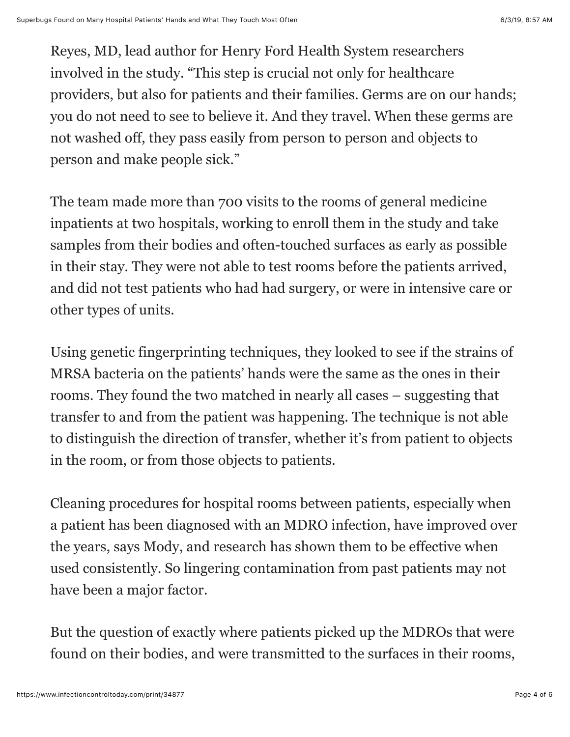Reyes, MD, lead author for Henry Ford Health System researchers involved in the study. “This step is crucial not only for healthcare providers, but also for patients and their families. Germs are on our hands; you do not need to see to believe it. And they travel. When these germs are not washed off, they pass easily from person to person and objects to person and make people sick.”

The team made more than 700 visits to the rooms of general medicine inpatients at two hospitals, working to enroll them in the study and take samples from their bodies and often-touched surfaces as early as possible in their stay. They were not able to test rooms before the patients arrived, and did not test patients who had had surgery, or were in intensive care or other types of units.

Using genetic fingerprinting techniques, they looked to see if the strains of MRSA bacteria on the patients’ hands were the same as the ones in their rooms. They found the two matched in nearly all cases – suggesting that transfer to and from the patient was happening. The technique is not able to distinguish the direction of transfer, whether it’s from patient to objects in the room, or from those objects to patients.

Cleaning procedures for hospital rooms between patients, especially when a patient has been diagnosed with an MDRO infection, have improved over the years, says Mody, and research has shown them to be effective when used consistently. So lingering contamination from past patients may not have been a major factor.

But the question of exactly where patients picked up the MDROs that were found on their bodies, and were transmitted to the surfaces in their rooms,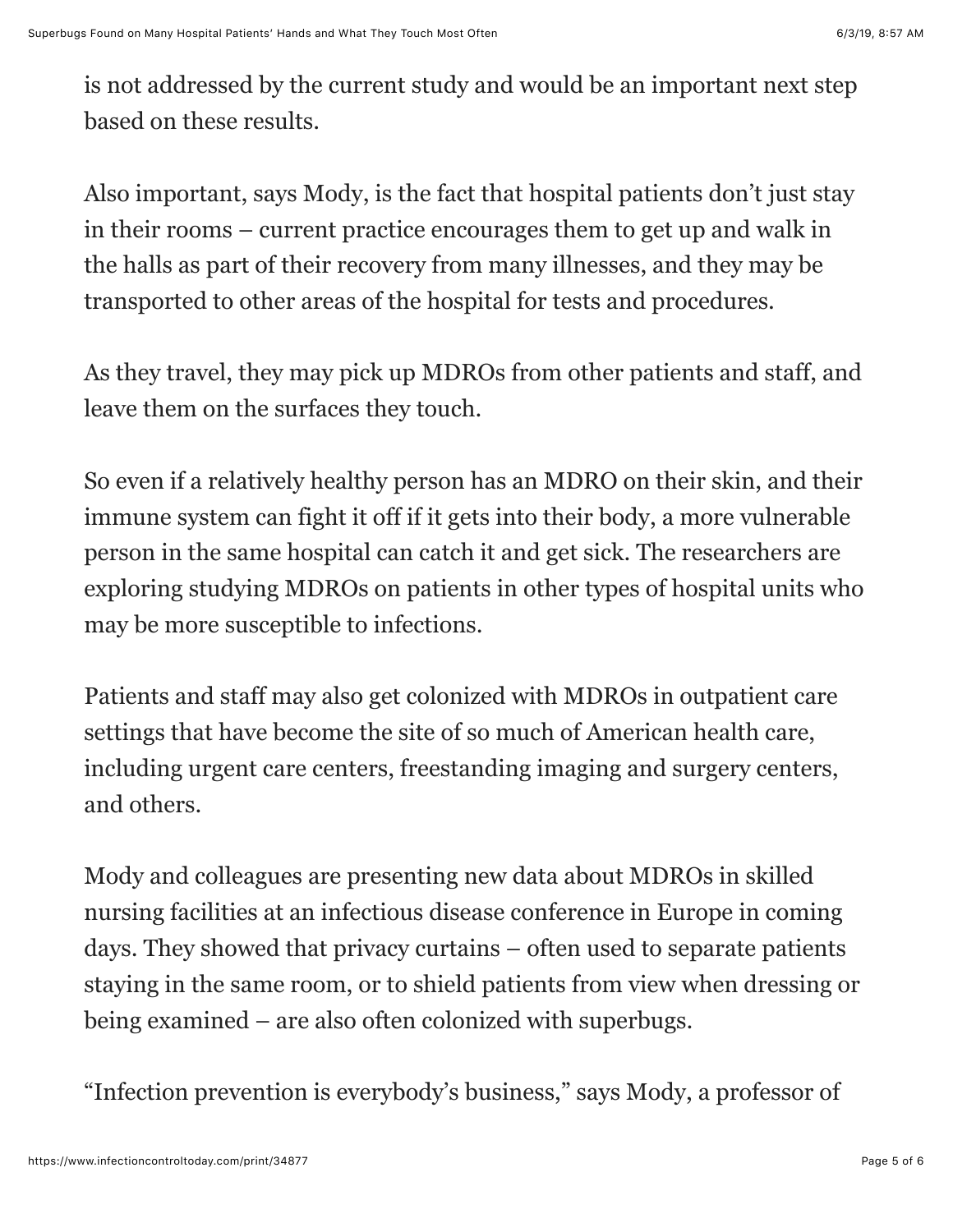is not addressed by the current study and would be an important next step based on these results.

Also important, says Mody, is the fact that hospital patients don't just stay in their rooms – current practice encourages them to get up and walk in the halls as part of their recovery from many illnesses, and they may be transported to other areas of the hospital for tests and procedures.

As they travel, they may pick up MDROs from other patients and staff, and leave them on the surfaces they touch.

So even if a relatively healthy person has an MDRO on their skin, and their immune system can fight it off if it gets into their body, a more vulnerable person in the same hospital can catch it and get sick. The researchers are exploring studying MDROs on patients in other types of hospital units who may be more susceptible to infections.

Patients and staff may also get colonized with MDROs in outpatient care settings that have become the site of so much of American health care, including urgent care centers, freestanding imaging and surgery centers, and others.

Mody and colleagues are presenting new data about MDROs in skilled nursing facilities at an infectious disease conference in Europe in coming days. They showed that privacy curtains – often used to separate patients staying in the same room, or to shield patients from view when dressing or being examined – are also often colonized with superbugs.

"Infection prevention is everybody's business," says Mody, a professor of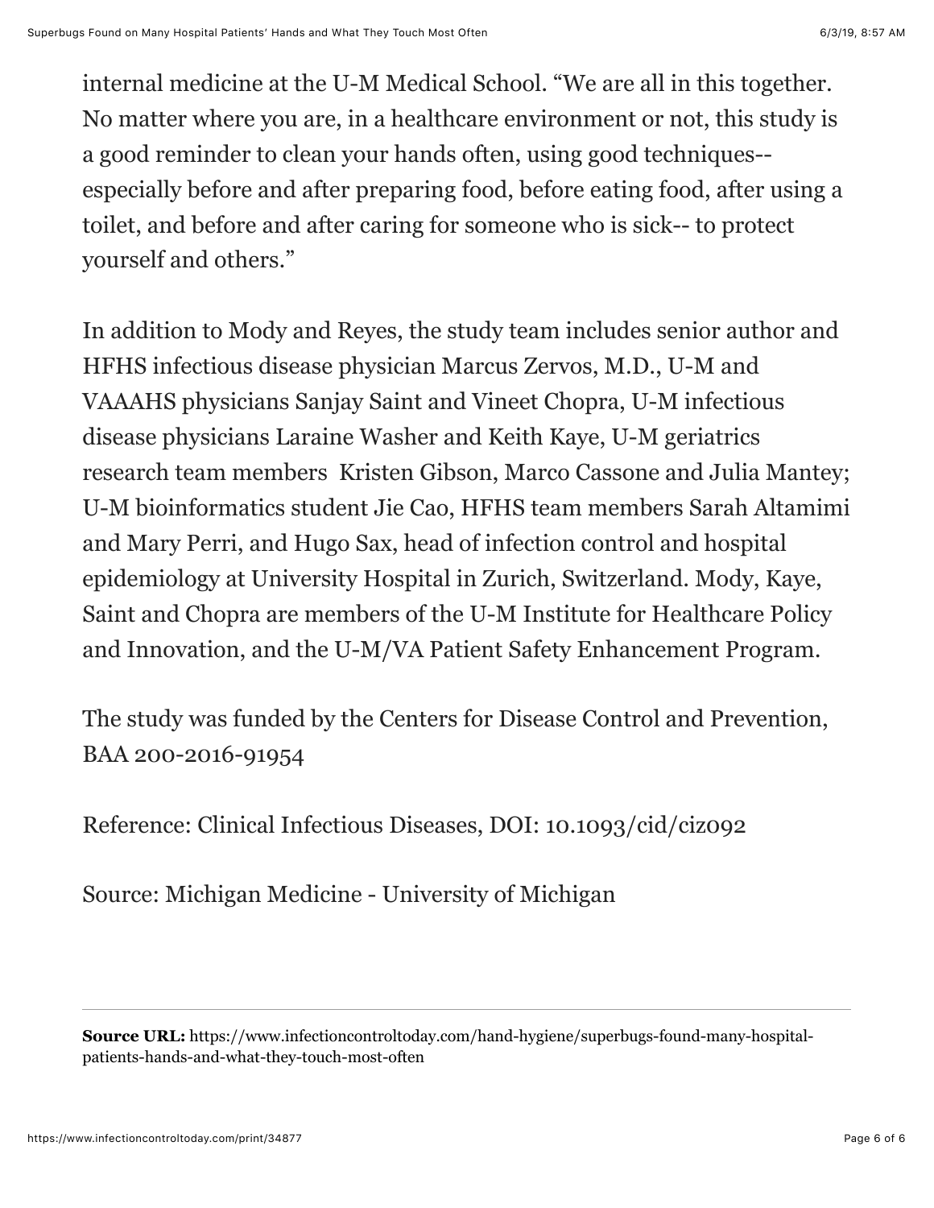internal medicine at the U-M Medical School. "We are all in this together. No matter where you are, in a healthcare environment or not, this study is a good reminder to clean your hands often, using good techniques-- especially before and after preparing food, before eating food, after using a toilet, and before and after caring for someone who is sick-- to protect yourself and others."

In addition to Mody and Reyes, the study team includes senior author and HFHS infectious disease physician Marcus Zervos, M.D., U-M and VAAAHS physicians Sanjay Saint and Vineet Chopra, U-M infectious disease physicians Laraine Washer and Keith Kaye, U-M geriatrics research team members Kristen Gibson, Marco Cassone and Julia Mantey; U-M bioinformatics student Jie Cao, HFHS team members Sarah Altamimi and Mary Perri, and Hugo Sax, head of infection control and hospital epidemiology at University Hospital in Zurich, Switzerland. Mody, Kaye, Saint and Chopra are members of the U-M Institute for Healthcare Policy and Innovation, and the U-M/VA Patient Safety Enhancement Program.

The study was funded by the Centers for Disease Control and Prevention, BAA 200-2016-91954

Reference: Clinical Infectious Diseases, DOI: 10.1093/cid/ciz092

Source: Michigan Medicine - University of Michigan

---

**Source URL:** https://www.infectioncontroltoday.com/hand-hygiene/superbugs-found-many-hospital-patients-hands-and-what-they-touch-most-often